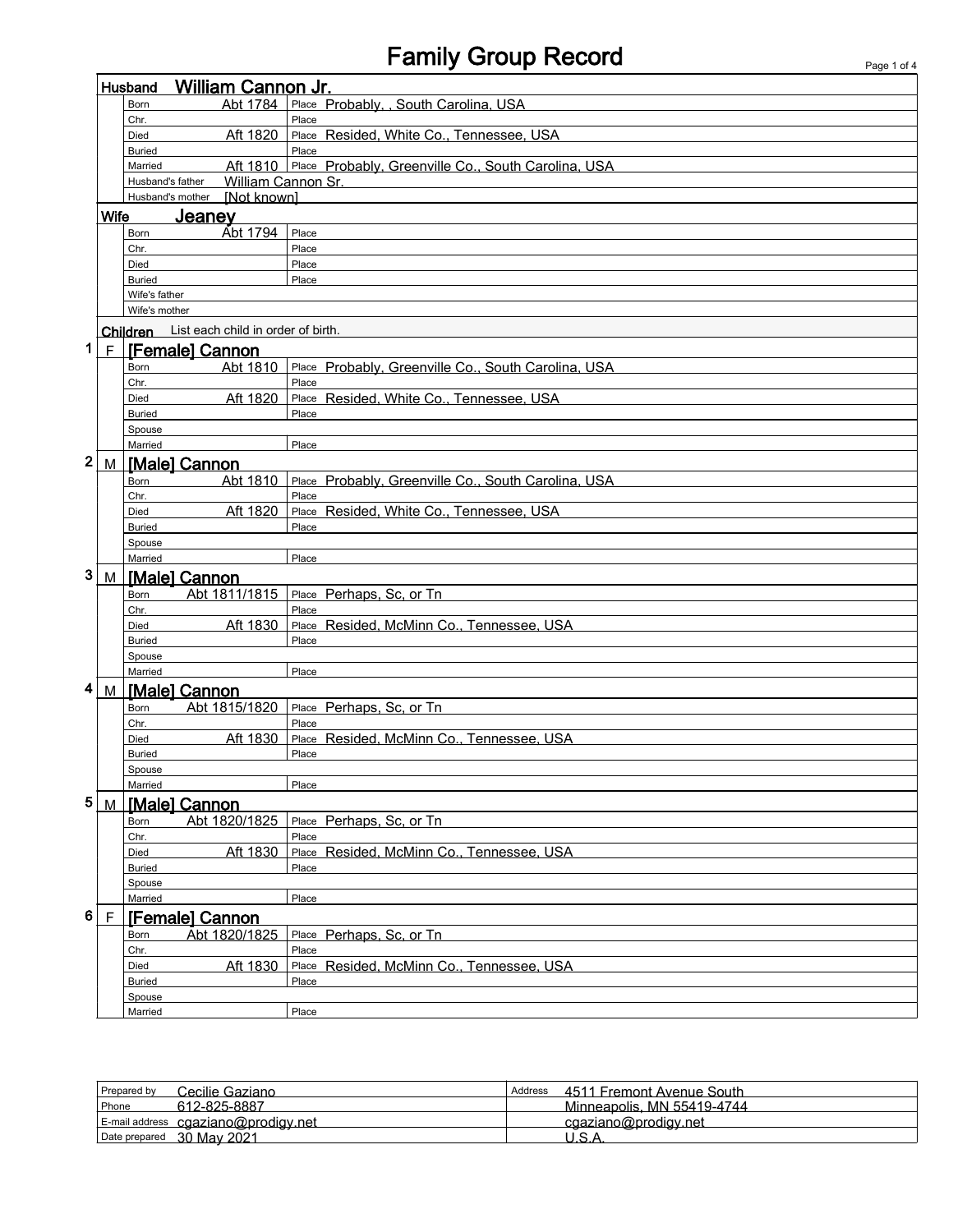# Family Group Record

## Husband: William Cannon Jr.

| | | |
|---|---|---|
| Born | Abt 1784 | Place: Probably, , South Carolina, USA |
| Chr. | | Place |
| Died | Aft 1820 | Place: Resided, White Co., Tennessee, USA |
| Buried | | Place |
| Married | Aft 1810 | Place: Probably, Greenville Co., South Carolina, USA |
| Husband's father | William Cannon Sr. | |
| Husband's mother | [Not known] | |

## Wife: Jeaney

| | | |
|---|---|---|
| Born | Abt 1794 | Place |
| Chr. | | Place |
| Died | | Place |
| Buried | | Place |
| Wife's father | | |
| Wife's mother | | |

## Children

List each child in order of birth.

### 1 F [Female] Cannon

| | | |
|---|---|---|
| Born | Abt 1810 | Place: Probably, Greenville Co., South Carolina, USA |
| Chr. | | Place |
| Died | Aft 1820 | Place: Resided, White Co., Tennessee, USA |
| Buried | | Place |
| Spouse | | |
| Married | | Place |

### 2 M [Male] Cannon

| | | |
|---|---|---|
| Born | Abt 1810 | Place: Probably, Greenville Co., South Carolina, USA |
| Chr. | | Place |
| Died | Aft 1820 | Place: Resided, White Co., Tennessee, USA |
| Buried | | Place |
| Spouse | | |
| Married | | Place |

### 3 M [Male] Cannon

| | | |
|---|---|---|
| Born | Abt 1811/1815 | Place: Perhaps, Sc, or Tn |
| Chr. | | Place |
| Died | Aft 1830 | Place: Resided, McMinn Co., Tennessee, USA |
| Buried | | Place |
| Spouse | | |
| Married | | Place |

### 4 M [Male] Cannon

| | | |
|---|---|---|
| Born | Abt 1815/1820 | Place: Perhaps, Sc, or Tn |
| Chr. | | Place |
| Died | Aft 1830 | Place: Resided, McMinn Co., Tennessee, USA |
| Buried | | Place |
| Spouse | | |
| Married | | Place |

### 5 M [Male] Cannon

| | | |
|---|---|---|
| Born | Abt 1820/1825 | Place: Perhaps, Sc, or Tn |
| Chr. | | Place |
| Died | Aft 1830 | Place: Resided, McMinn Co., Tennessee, USA |
| Buried | | Place |
| Spouse | | |
| Married | | Place |

### 6 F [Female] Cannon

| | | |
|---|---|---|
| Born | Abt 1820/1825 | Place: Perhaps, Sc, or Tn |
| Chr. | | Place |
| Died | Aft 1830 | Place: Resided, McMinn Co., Tennessee, USA |
| Buried | | Place |
| Spouse | | |
| Married | | Place |

| | | | |
|---|---|---|---|
| Prepared by | Cecilie Gaziano | Address | 4511 Fremont Avenue South |
| Phone | 612-825-8887 | | Minneapolis, MN 55419-4744 |
| E-mail address | cgaziano@prodigy.net | | cgaziano@prodigy.net |
| Date prepared | 30 May 2021 | | U.S.A. |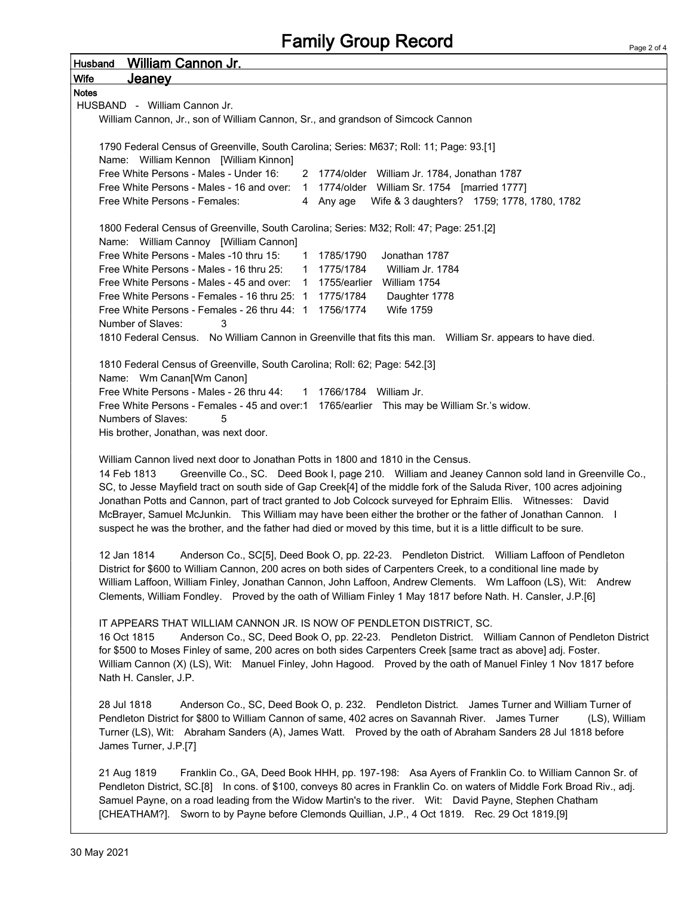# Family Group Record

**Husband** **William Cannon Jr.**

**Wife** **Jeaney**

**Notes**

HUSBAND - William Cannon Jr.

William Cannon, Jr., son of William Cannon, Sr., and grandson of Simcock Cannon

1790 Federal Census of Greenville, South Carolina; Series: M637; Roll: 11; Page: 93.[1]

Name: William Kennon [William Kinnon]

Free White Persons - Males - Under 16: 2 1774/older William Jr. 1784, Jonathan 1787

Free White Persons - Males - 16 and over: 1 1774/older William Sr. 1754 [married 1777]

Free White Persons - Females: 4 Any age Wife & 3 daughters? 1759; 1778, 1780, 1782

1800 Federal Census of Greenville, South Carolina; Series: M32; Roll: 47; Page: 251.[2]

Name: William Cannoy [William Cannon]

Free White Persons - Males -10 thru 15: 1 1785/1790 Jonathan 1787

Free White Persons - Males - 16 thru 25: 1 1775/1784 William Jr. 1784

Free White Persons - Males - 45 and over: 1 1755/earlier William 1754

Free White Persons - Females - 16 thru 25: 1 1775/1784 Daughter 1778

Free White Persons - Females - 26 thru 44: 1 1756/1774 Wife 1759

Number of Slaves: 3

1810 Federal Census. No William Cannon in Greenville that fits this man. William Sr. appears to have died.

1810 Federal Census of Greenville, South Carolina; Roll: 62; Page: 542.[3]

Name: Wm Canan[Wm Canon]

Free White Persons - Males - 26 thru 44: 1 1766/1784 William Jr.

Free White Persons - Females - 45 and over:1 1765/earlier This may be William Sr.'s widow.

Numbers of Slaves: 5

His brother, Jonathan, was next door.

William Cannon lived next door to Jonathan Potts in 1800 and 1810 in the Census.

14 Feb 1813 Greenville Co., SC. Deed Book I, page 210. William and Jeaney Cannon sold land in Greenville Co., SC, to Jesse Mayfield tract on south side of Gap Creek[4] of the middle fork of the Saluda River, 100 acres adjoining Jonathan Potts and Cannon, part of tract granted to Job Colcock surveyed for Ephraim Ellis. Witnesses: David McBrayer, Samuel McJunkin. This William may have been either the brother or the father of Jonathan Cannon. I suspect he was the brother, and the father had died or moved by this time, but it is a little difficult to be sure.

12 Jan 1814 Anderson Co., SC[5], Deed Book O, pp. 22-23. Pendleton District. William Laffoon of Pendleton District for $600 to William Cannon, 200 acres on both sides of Carpenters Creek, to a conditional line made by William Laffoon, William Finley, Jonathan Cannon, John Laffoon, Andrew Clements. Wm Laffoon (LS), Wit: Andrew Clements, William Fondley. Proved by the oath of William Finley 1 May 1817 before Nath. H. Cansler, J.P.[6]

IT APPEARS THAT WILLIAM CANNON JR. IS NOW OF PENDLETON DISTRICT, SC.

16 Oct 1815 Anderson Co., SC, Deed Book O, pp. 22-23. Pendleton District. William Cannon of Pendleton District for $500 to Moses Finley of same, 200 acres on both sides Carpenters Creek [same tract as above] adj. Foster. William Cannon (X) (LS), Wit: Manuel Finley, John Hagood. Proved by the oath of Manuel Finley 1 Nov 1817 before Nath H. Cansler, J.P.

28 Jul 1818 Anderson Co., SC, Deed Book O, p. 232. Pendleton District. James Turner and William Turner of Pendleton District for $800 to William Cannon of same, 402 acres on Savannah River. James Turner (LS), William Turner (LS), Wit: Abraham Sanders (A), James Watt. Proved by the oath of Abraham Sanders 28 Jul 1818 before James Turner, J.P.[7]

21 Aug 1819 Franklin Co., GA, Deed Book HHH, pp. 197-198: Asa Ayers of Franklin Co. to William Cannon Sr. of Pendleton District, SC.[8] In cons. of $100, conveys 80 acres in Franklin Co. on waters of Middle Fork Broad Riv., adj. Samuel Payne, on a road leading from the Widow Martin's to the river. Wit: David Payne, Stephen Chatham [CHEATHAM?]. Sworn to by Payne before Clemonds Quillian, J.P., 4 Oct 1819. Rec. 29 Oct 1819.[9]

30 May 2021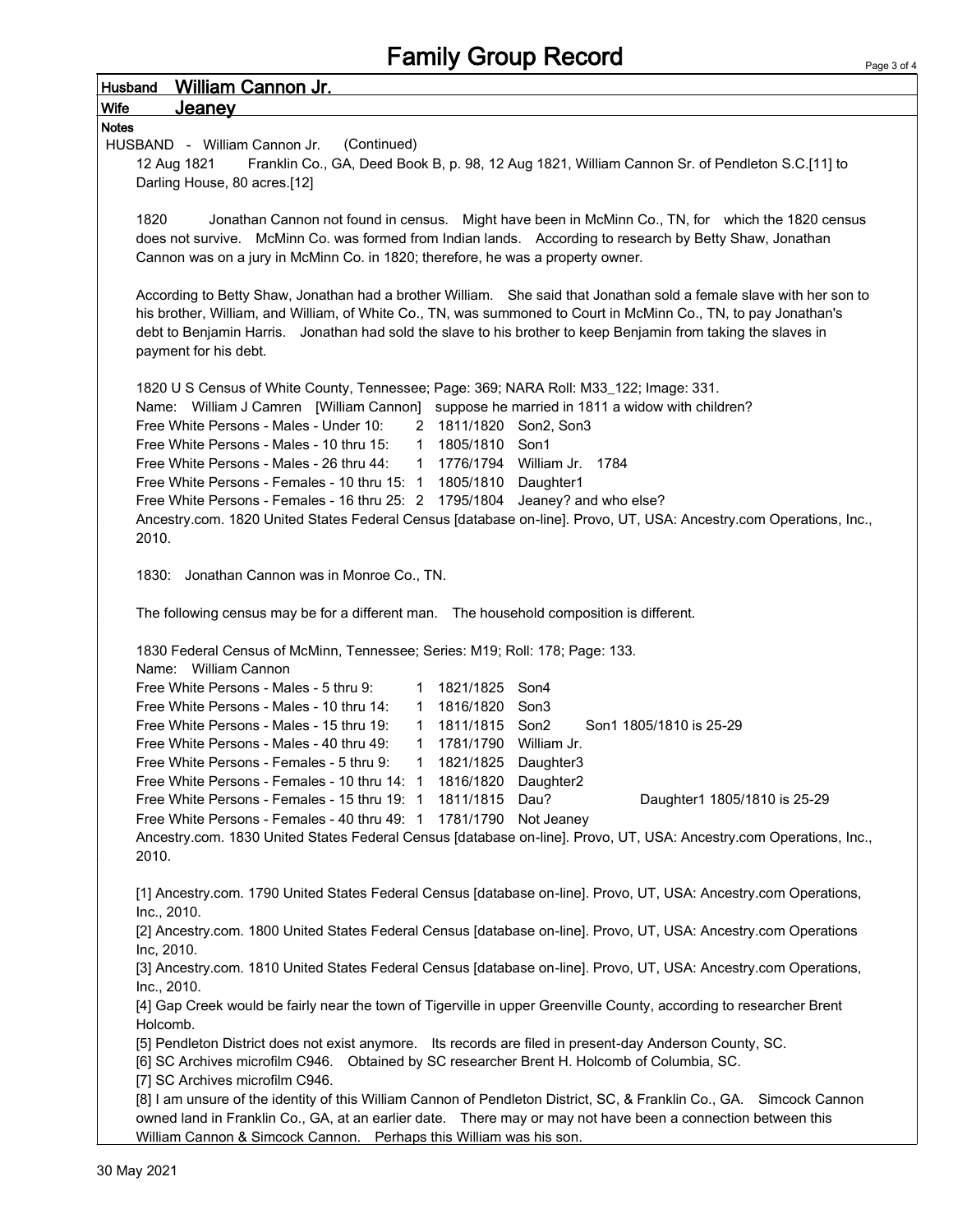# Family Group Record

**Husband** William Cannon Jr.

**Wife** Jeaney

**Notes**

HUSBAND - William Cannon Jr. (Continued)

12 Aug 1821 Franklin Co., GA, Deed Book B, p. 98, 12 Aug 1821, William Cannon Sr. of Pendleton S.C.[11] to Darling House, 80 acres.[12]

1820 Jonathan Cannon not found in census. Might have been in McMinn Co., TN, for which the 1820 census does not survive. McMinn Co. was formed from Indian lands. According to research by Betty Shaw, Jonathan Cannon was on a jury in McMinn Co. in 1820; therefore, he was a property owner.

According to Betty Shaw, Jonathan had a brother William. She said that Jonathan sold a female slave with her son to his brother, William, and William, of White Co., TN, was summoned to Court in McMinn Co., TN, to pay Jonathan's debt to Benjamin Harris. Jonathan had sold the slave to his brother to keep Benjamin from taking the slaves in payment for his debt.

1820 U S Census of White County, Tennessee; Page: 369; NARA Roll: M33_122; Image: 331.
Name: William J Camren [William Cannon] suppose he married in 1811 a widow with children?

| | | | |
|---|---|---|---|
| Free White Persons - Males - Under 10: | 2 | 1811/1820 | Son2, Son3 |
| Free White Persons - Males - 10 thru 15: | 1 | 1805/1810 | Son1 |
| Free White Persons - Males - 26 thru 44: | 1 | 1776/1794 | William Jr. 1784 |
| Free White Persons - Females - 10 thru 15: | 1 | 1805/1810 | Daughter1 |
| Free White Persons - Females - 16 thru 25: | 2 | 1795/1804 | Jeaney? and who else? |

Ancestry.com. 1820 United States Federal Census [database on-line]. Provo, UT, USA: Ancestry.com Operations, Inc., 2010.

1830: Jonathan Cannon was in Monroe Co., TN.

The following census may be for a different man. The household composition is different.

1830 Federal Census of McMinn, Tennessee; Series: M19; Roll: 178; Page: 133.
Name: William Cannon

| | | | | |
|---|---|---|---|---|
| Free White Persons - Males - 5 thru 9: | 1 | 1821/1825 | Son4 | |
| Free White Persons - Males - 10 thru 14: | 1 | 1816/1820 | Son3 | |
| Free White Persons - Males - 15 thru 19: | 1 | 1811/1815 | Son2 | Son1 1805/1810 is 25-29 |
| Free White Persons - Males - 40 thru 49: | 1 | 1781/1790 | William Jr. | |
| Free White Persons - Females - 5 thru 9: | 1 | 1821/1825 | Daughter3 | |
| Free White Persons - Females - 10 thru 14: | 1 | 1816/1820 | Daughter2 | |
| Free White Persons - Females - 15 thru 19: | 1 | 1811/1815 | Dau? | Daughter1 1805/1810 is 25-29 |
| Free White Persons - Females - 40 thru 49: | 1 | 1781/1790 | Not Jeaney | |

Ancestry.com. 1830 United States Federal Census [database on-line]. Provo, UT, USA: Ancestry.com Operations, Inc., 2010.

[1] Ancestry.com. 1790 United States Federal Census [database on-line]. Provo, UT, USA: Ancestry.com Operations, Inc., 2010.
[2] Ancestry.com. 1800 United States Federal Census [database on-line]. Provo, UT, USA: Ancestry.com Operations Inc, 2010.
[3] Ancestry.com. 1810 United States Federal Census [database on-line]. Provo, UT, USA: Ancestry.com Operations, Inc., 2010.
[4] Gap Creek would be fairly near the town of Tigerville in upper Greenville County, according to researcher Brent Holcomb.
[5] Pendleton District does not exist anymore. Its records are filed in present-day Anderson County, SC.
[6] SC Archives microfilm C946. Obtained by SC researcher Brent H. Holcomb of Columbia, SC.
[7] SC Archives microfilm C946.
[8] I am unsure of the identity of this William Cannon of Pendleton District, SC, & Franklin Co., GA. Simcock Cannon owned land in Franklin Co., GA, at an earlier date. There may or may not have been a connection between this William Cannon & Simcock Cannon. Perhaps this William was his son.

30 May 2021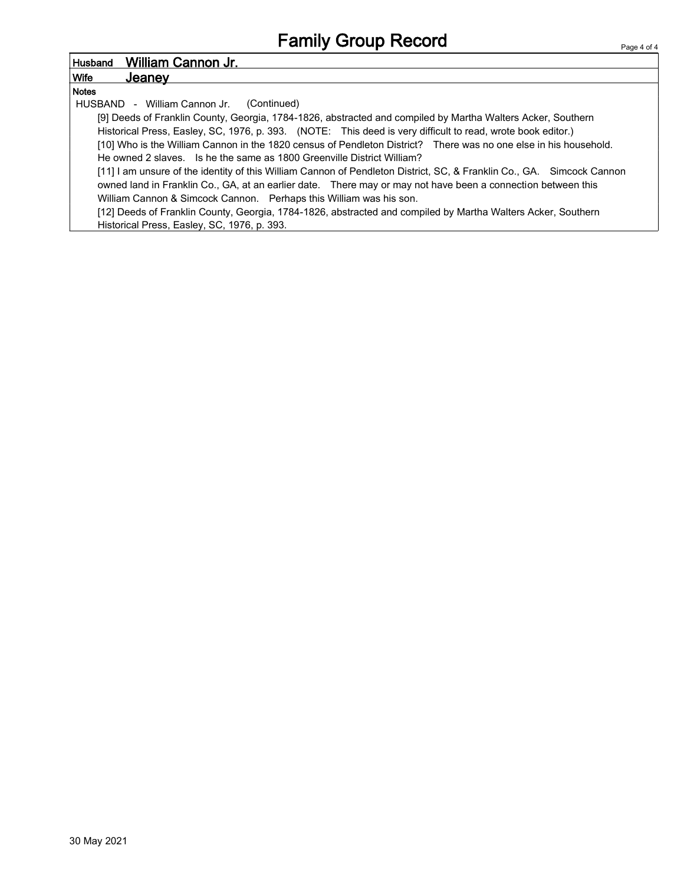# Family Group Record

**Husband** **William Cannon Jr.**

**Wife** **Jeaney**

**Notes**

HUSBAND - William Cannon Jr. (Continued)

[9] Deeds of Franklin County, Georgia, 1784-1826, abstracted and compiled by Martha Walters Acker, Southern Historical Press, Easley, SC, 1976, p. 393. (NOTE: This deed is very difficult to read, wrote book editor.)

[10] Who is the William Cannon in the 1820 census of Pendleton District? There was no one else in his household. He owned 2 slaves. Is he the same as 1800 Greenville District William?

[11] I am unsure of the identity of this William Cannon of Pendleton District, SC, & Franklin Co., GA. Simcock Cannon owned land in Franklin Co., GA, at an earlier date. There may or may not have been a connection between this William Cannon & Simcock Cannon. Perhaps this William was his son.

[12] Deeds of Franklin County, Georgia, 1784-1826, abstracted and compiled by Martha Walters Acker, Southern Historical Press, Easley, SC, 1976, p. 393.

30 May 2021